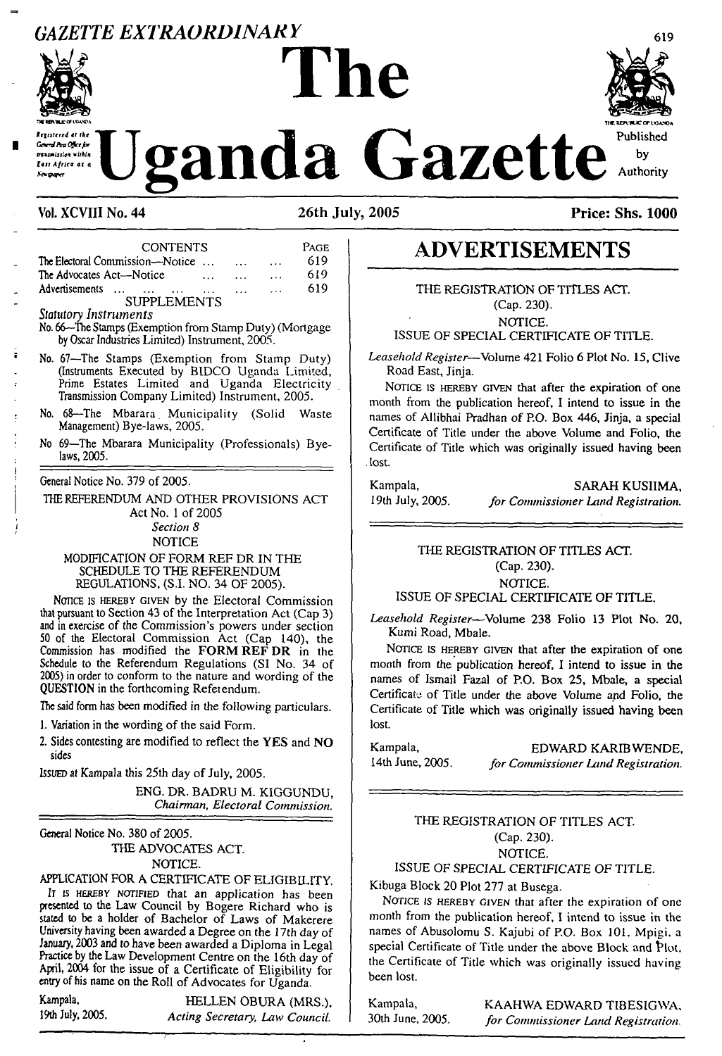*GAZETTE EXTRAORDINARY*

# The Uganda Gazette

Registered at the General Post Office for transmission within East Africa as a Newspaper

Published by Authority

**Vol. XCVIII No. 44** — **26th July, 2005** — **Price: Shs. 1000**

| CONTENTS | PAGE |
|---|---|
| The Electoral Commission—Notice ... ... ... | 619 |
| The Advocates Act—Notice ... ... ... | 619 |
| Advertisements ... ... ... ... ... ... ... | 619 |

SUPPLEMENTS

*Statutory Instruments*

No. 66—The Stamps (Exemption from Stamp Duty) (Mortgage by Oscar Industries Limited) Instrument, 2005.

No. 67—The Stamps (Exemption from Stamp Duty) (Instruments Executed by BIDCO Uganda Limited, Prime Estates Limited and Uganda Electricity Transmission Company Limited) Instrument, 2005.

No. 68—The Mbarara Municipality (Solid Waste Management) Bye-laws, 2005.

No 69—The Mbarara Municipality (Professionals) Bye-laws, 2005.

---

General Notice No. 379 of 2005.

THE REFERENDUM AND OTHER PROVISIONS ACT
Act No. 1 of 2005
*Section 8*
NOTICE

MODIFICATION OF FORM REF DR IN THE SCHEDULE TO THE REFERENDUM REGULATIONS, (S.I. NO. 34 OF 2005).

NOTICE IS HEREBY GIVEN by the Electoral Commission that pursuant to Section 43 of the Interpretation Act (Cap 3) and in exercise of the Commission's powers under section 50 of the Electoral Commission Act (Cap 140), the Commission has modified the **FORM REF DR** in the Schedule to the Referendum Regulations (SI No. 34 of 2005) in order to conform to the nature and wording of the **QUESTION** in the forthcoming Referendum.

The said form has been modified in the following particulars.

1. Variation in the wording of the said Form.
2. Sides contesting are modified to reflect the **YES** and **NO** sides

ISSUED at Kampala this 25th day of July, 2005.

ENG. DR. BADRU M. KIGGUNDU,
*Chairman, Electoral Commission.*

---

General Notice No. 380 of 2005.

THE ADVOCATES ACT.
NOTICE.

APPLICATION FOR A CERTIFICATE OF ELIGIBILITY.

IT IS HEREBY NOTIFIED that an application has been presented to the Law Council by Bogere Richard who is stated to be a holder of Bachelor of Laws of Makerere University having been awarded a Degree on the 17th day of January, 2003 and to have been awarded a Diploma in Legal Practice by the Law Development Centre on the 16th day of April, 2004 for the issue of a Certificate of Eligibility for entry of his name on the Roll of Advocates for Uganda.

Kampala, 19th July, 2005.

HELLEN OBURA (MRS.),
*Acting Secretary, Law Council.*

---

# ADVERTISEMENTS

THE REGISTRATION OF TITLES ACT.
(Cap. 230).
NOTICE.
ISSUE OF SPECIAL CERTIFICATE OF TITLE.

*Leasehold Register*—Volume 421 Folio 6 Plot No. 15, Clive Road East, Jinja.

NOTICE IS HEREBY GIVEN that after the expiration of one month from the publication hereof, I intend to issue in the names of Allibhai Pradhan of P.O. Box 446, Jinja, a special Certificate of Title under the above Volume and Folio, the Certificate of Title which was originally issued having been lost.

Kampala, 19th July, 2005.

SARAH KUSIIMA,
*for Commissioner Land Registration.*

---

THE REGISTRATION OF TITLES ACT.
(Cap. 230).
NOTICE.
ISSUE OF SPECIAL CERTIFICATE OF TITLE.

*Leasehold Register*—Volume 238 Folio 13 Plot No. 20, Kumi Road, Mbale.

NOTICE IS HEREBY GIVEN that after the expiration of one month from the publication hereof, I intend to issue in the names of Ismail Fazal of P.O. Box 25, Mbale, a special Certificate of Title under the above Volume and Folio, the Certificate of Title which was originally issued having been lost.

Kampala, 14th June, 2005.

EDWARD KARIBWENDE,
*for Commissioner Land Registration.*

---

THE REGISTRATION OF TITLES ACT.
(Cap. 230).
NOTICE.
ISSUE OF SPECIAL CERTIFICATE OF TITLE.

Kibuga Block 20 Plot 277 at Busega.

NOTICE IS HEREBY GIVEN that after the expiration of one month from the publication hereof, I intend to issue in the names of Abusolomu S. Kajubi of P.O. Box 101, Mpigi, a special Certificate of Title under the above Block and Plot, the Certificate of Title which was originally issued having been lost.

Kampala, 30th June, 2005.

KAAHWA EDWARD TIBESIGWA,
*for Commissioner Land Registration.*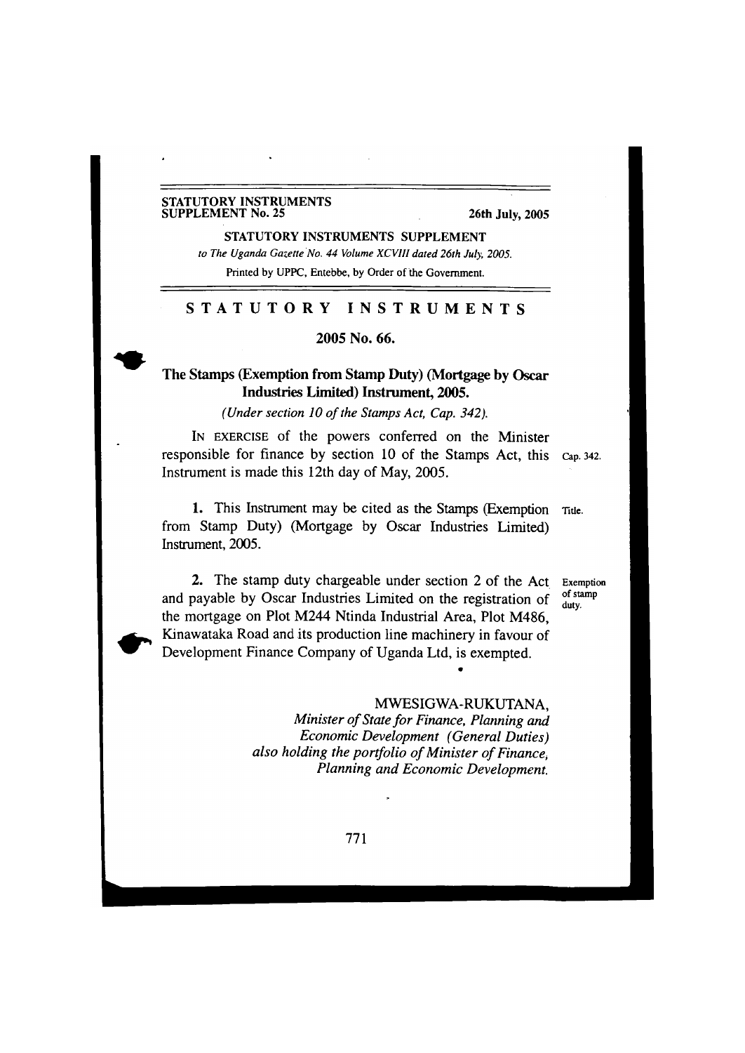STATUTORY INSTRUMENTS
SUPPLEMENT No. 25 — 26th July, 2005

STATUTORY INSTRUMENTS SUPPLEMENT

*to The Uganda Gazette No. 44 Volume XCVIII dated 26th July, 2005.*

Printed by UPPC, Entebbe, by Order of the Government.

# STATUTORY INSTRUMENTS

## 2005 No. 66.

## The Stamps (Exemption from Stamp Duty) (Mortgage by Oscar Industries Limited) Instrument, 2005.

*(Under section 10 of the Stamps Act, Cap. 342).*

IN EXERCISE of the powers conferred on the Minister responsible for finance by section 10 of the Stamps Act, this Instrument is made this 12th day of May, 2005.

Cap. 342.

**1.** This Instrument may be cited as the Stamps (Exemption from Stamp Duty) (Mortgage by Oscar Industries Limited) Instrument, 2005.

Title.

**2.** The stamp duty chargeable under section 2 of the Act and payable by Oscar Industries Limited on the registration of the mortgage on Plot M244 Ntinda Industrial Area, Plot M486, Kinawataka Road and its production line machinery in favour of Development Finance Company of Uganda Ltd, is exempted.

Exemption of stamp duty.

MWESIGWA-RUKUTANA,
*Minister of State for Finance, Planning and Economic Development (General Duties) also holding the portfolio of Minister of Finance, Planning and Economic Development.*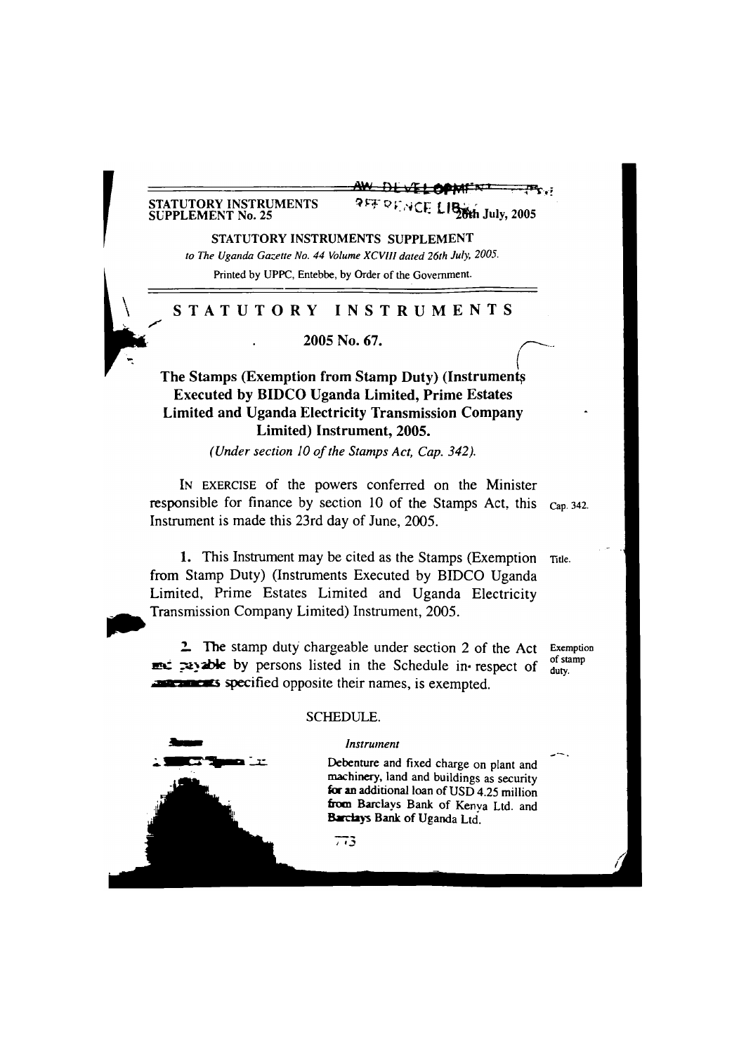STATUTORY INSTRUMENTS SUPPLEMENT No. 25 — 26th July, 2005

STATUTORY INSTRUMENTS SUPPLEMENT

*to The Uganda Gazette No. 44 Volume XCVIII dated 26th July, 2005.*

Printed by UPPC, Entebbe, by Order of the Government.

# STATUTORY INSTRUMENTS

## 2005 No. 67.

## The Stamps (Exemption from Stamp Duty) (Instruments Executed by BIDCO Uganda Limited, Prime Estates Limited and Uganda Electricity Transmission Company Limited) Instrument, 2005.

*(Under section 10 of the Stamps Act, Cap. 342).*

IN EXERCISE of the powers conferred on the Minister responsible for finance by section 10 of the Stamps Act, this Instrument is made this 23rd day of June, 2005.

Cap. 342.

**Title.**

1. This Instrument may be cited as the Stamps (Exemption from Stamp Duty) (Instruments Executed by BIDCO Uganda Limited, Prime Estates Limited and Uganda Electricity Transmission Company Limited) Instrument, 2005.

**Exemption of stamp duty.**

2. The stamp duty chargeable under section 2 of the Act and payable by persons listed in the Schedule in respect of instruments specified opposite their names, is exempted.

SCHEDULE.

| Person | *Instrument* |
|---|---|
| 1. BIDCO Uganda Ltd. | Debenture and fixed charge on plant and machinery, land and buildings as security for an additional loan of USD 4.25 million from Barclays Bank of Kenya Ltd. and Barclays Bank of Uganda Ltd. |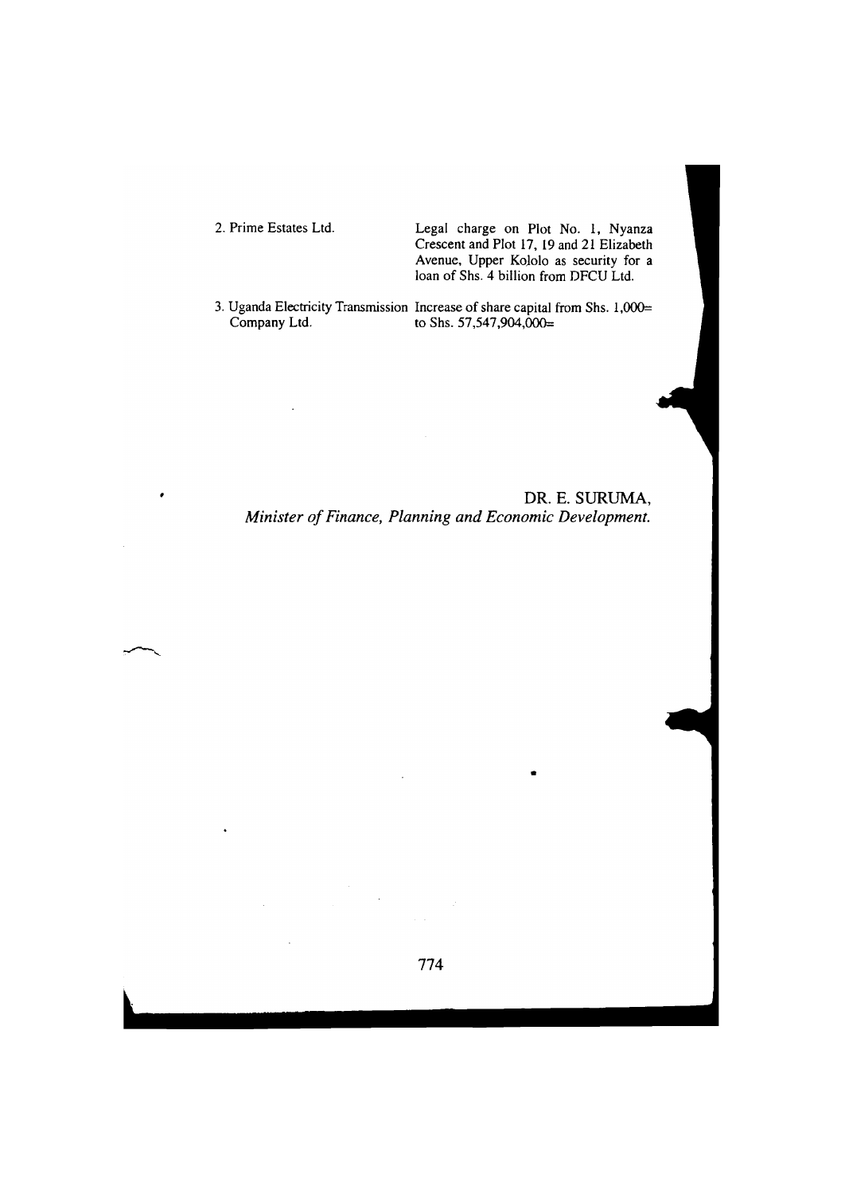| | |
|---|---|
| 2. Prime Estates Ltd. | Legal charge on Plot No. 1, Nyanza Crescent and Plot 17, 19 and 21 Elizabeth Avenue, Upper Kololo as security for a loan of Shs. 4 billion from DFCU Ltd. |
| 3. Uganda Electricity Transmission Company Ltd. | Increase of share capital from Shs. 1,000= to Shs. 57,547,904,000= |

DR. E. SURUMA,
*Minister of Finance, Planning and Economic Development.*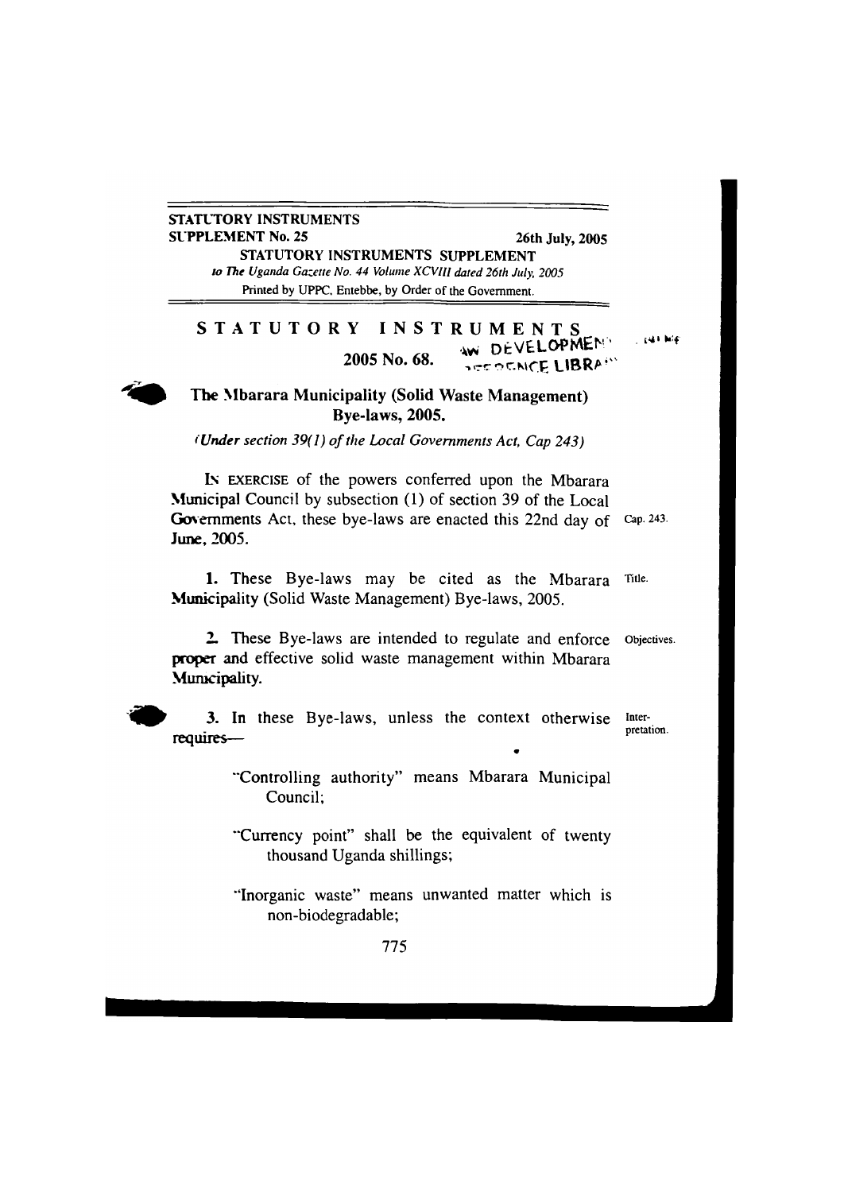STATUTORY INSTRUMENTS
SUPPLEMENT No. 25 26th July, 2005

STATUTORY INSTRUMENTS SUPPLEMENT

*to The Uganda Gazette No. 44 Volume XCVIII dated 26th July, 2005*

Printed by UPPC, Entebbe, by Order of the Government.

# STATUTORY INSTRUMENTS

## 2005 No. 68.

## The Mbarara Municipality (Solid Waste Management) Bye-laws, 2005.

*(Under section 39(1) of the Local Governments Act, Cap 243)*

IN EXERCISE of the powers conferred upon the Mbarara Municipal Council by subsection (1) of section 39 of the Local Governments Act, these bye-laws are enacted this 22nd day of June, 2005. Cap. 243.

Title.

**1.** These Bye-laws may be cited as the Mbarara Municipality (Solid Waste Management) Bye-laws, 2005.

Objectives.

**2.** These Bye-laws are intended to regulate and enforce proper and effective solid waste management within Mbarara Municipality.

Interpretation.

**3.** In these Bye-laws, unless the context otherwise requires—

"Controlling authority" means Mbarara Municipal Council;

"Currency point" shall be the equivalent of twenty thousand Uganda shillings;

"Inorganic waste" means unwanted matter which is non-biodegradable;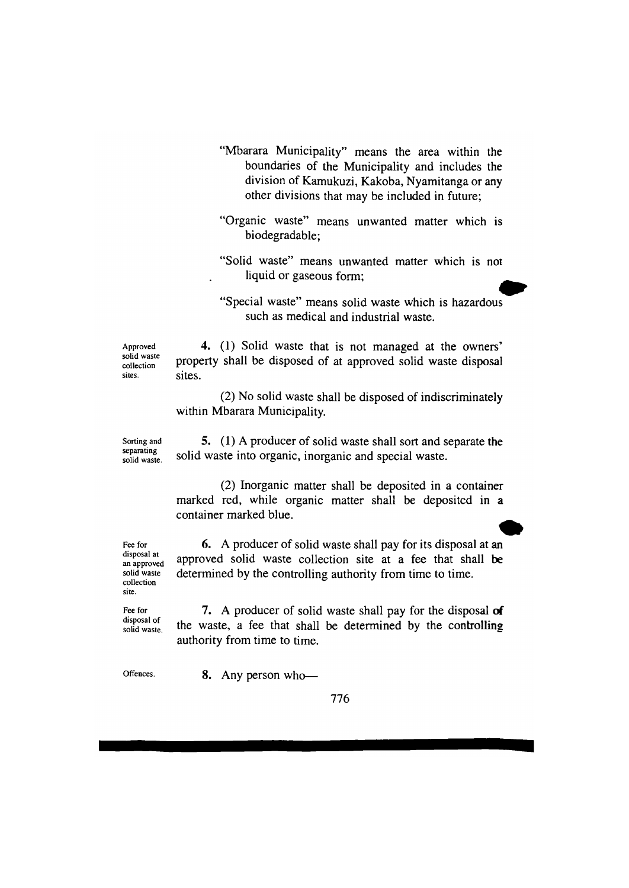"Mbarara Municipality" means the area within the boundaries of the Municipality and includes the division of Kamukuzi, Kakoba, Nyamitanga or any other divisions that may be included in future;

"Organic waste" means unwanted matter which is biodegradable;

"Solid waste" means unwanted matter which is not liquid or gaseous form;

"Special waste" means solid waste which is hazardous such as medical and industrial waste.

*Approved solid waste collection sites.*

**4.** (1) Solid waste that is not managed at the owners' property shall be disposed of at approved solid waste disposal sites.

(2) No solid waste shall be disposed of indiscriminately within Mbarara Municipality.

*Sorting and separating solid waste.*

**5.** (1) A producer of solid waste shall sort and separate the solid waste into organic, inorganic and special waste.

(2) Inorganic matter shall be deposited in a container marked red, while organic matter shall be deposited in a container marked blue.

*Fee for disposal at an approved solid waste collection site.*

**6.** A producer of solid waste shall pay for its disposal at an approved solid waste collection site at a fee that shall be determined by the controlling authority from time to time.

*Fee for disposal of solid waste.*

**7.** A producer of solid waste shall pay for the disposal of the waste, a fee that shall be determined by the controlling authority from time to time.

*Offences.*

**8.** Any person who—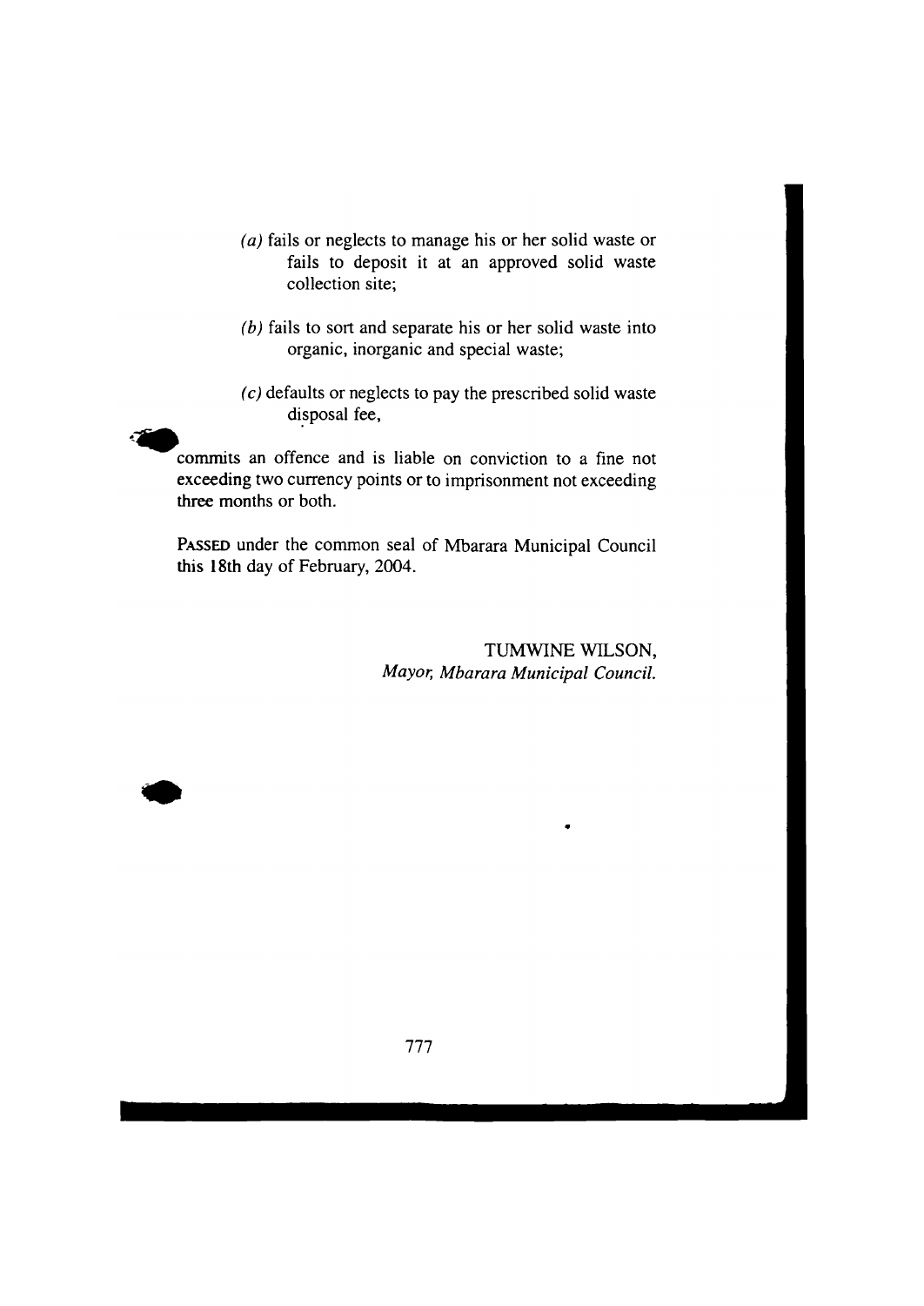(*a*) fails or neglects to manage his or her solid waste or fails to deposit it at an approved solid waste collection site;

(*b*) fails to sort and separate his or her solid waste into organic, inorganic and special waste;

(*c*) defaults or neglects to pay the prescribed solid waste disposal fee,

commits an offence and is liable on conviction to a fine not exceeding two currency points or to imprisonment not exceeding three months or both.

PASSED under the common seal of Mbarara Municipal Council this 18th day of February, 2004.

TUMWINE WILSON,
*Mayor, Mbarara Municipal Council.*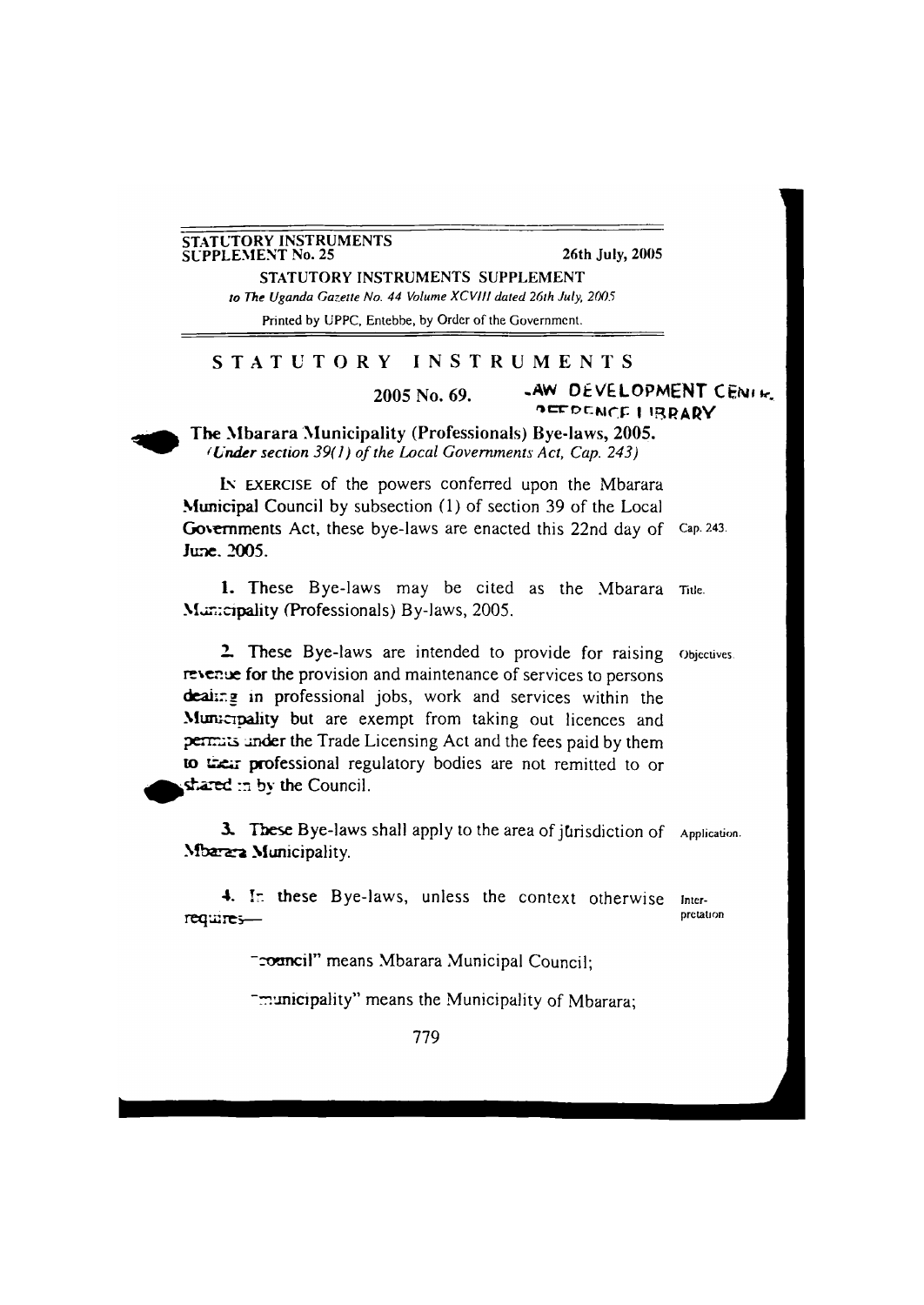STATUTORY INSTRUMENTS SUPPLEMENT No. 25 — 26th July, 2005

STATUTORY INSTRUMENTS SUPPLEMENT

*to The Uganda Gazette No. 44 Volume XCVIII dated 26th July, 2005*

Printed by UPPC, Entebbe, by Order of the Government.

# STATUTORY INSTRUMENTS

**2005 No. 69.**

LAW DEVELOPMENT CENTRE REFERENCE LIBRARY

## The Mbarara Municipality (Professionals) Bye-laws, 2005.

*(Under section 39(1) of the Local Governments Act, Cap. 243)*

IN EXERCISE of the powers conferred upon the Mbarara Municipal Council by subsection (1) of section 39 of the Local Governments Act, these bye-laws are enacted this 22nd day of June, 2005. (Cap. 243.)

**1.** (Title.) These Bye-laws may be cited as the Mbarara Municipality (Professionals) By-laws, 2005.

**2.** (Objectives.) These Bye-laws are intended to provide for raising revenue for the provision and maintenance of services to persons dealing in professional jobs, work and services within the Municipality but are exempt from taking out licences and permits under the Trade Licensing Act and the fees paid by them to their professional regulatory bodies are not remitted to or shared in by the Council.

**3.** (Application.) These Bye-laws shall apply to the area of jurisdiction of Mbarara Municipality.

**4.** (Interpretation.) In these Bye-laws, unless the context otherwise requires—

"council" means Mbarara Municipal Council;

"municipality" means the Municipality of Mbarara;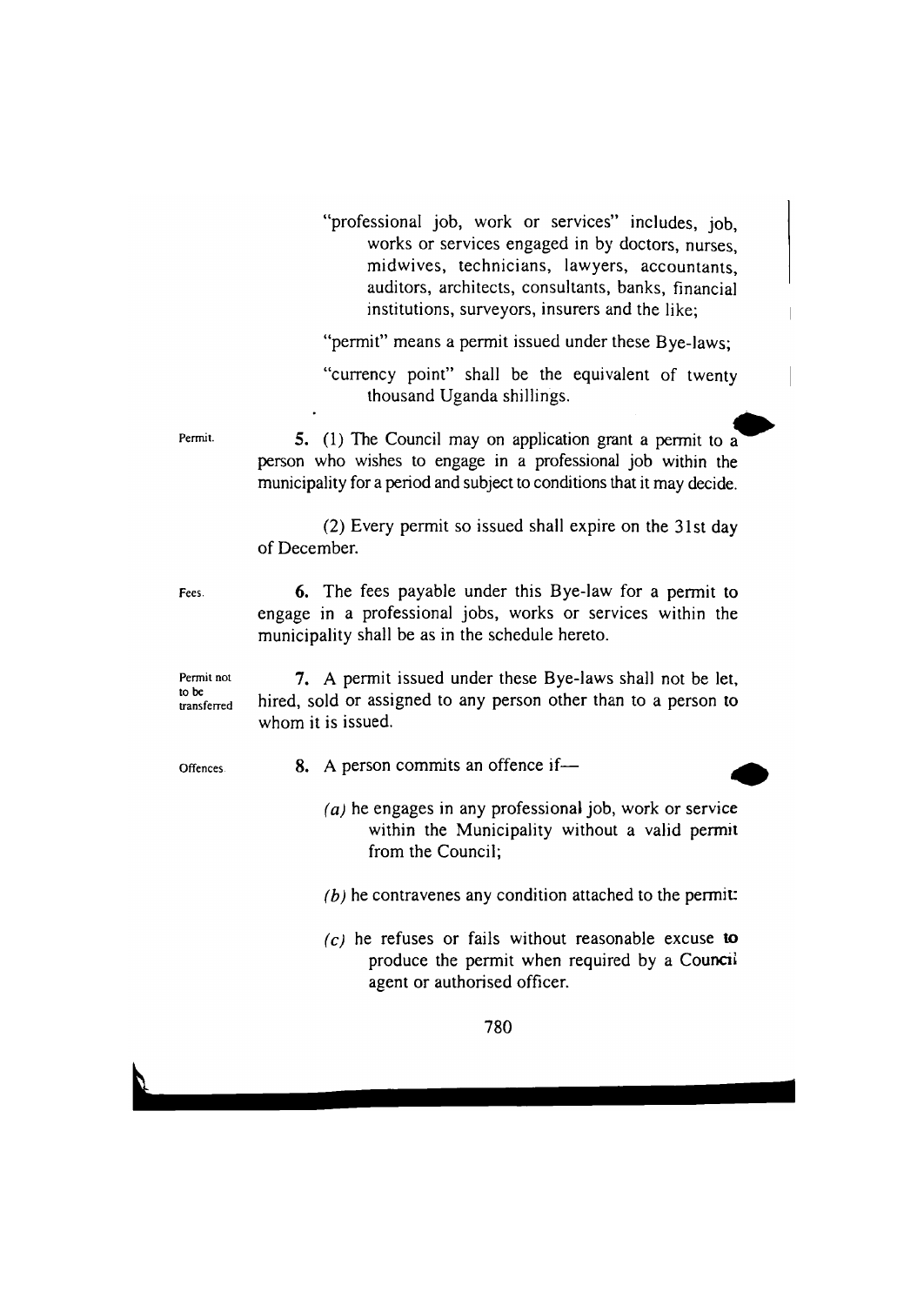"professional job, work or services" includes, job, works or services engaged in by doctors, nurses, midwives, technicians, lawyers, accountants, auditors, architects, consultants, banks, financial institutions, surveyors, insurers and the like;

"permit" means a permit issued under these Bye-laws;

"currency point" shall be the equivalent of twenty thousand Uganda shillings.

Permit.

**5.** (1) The Council may on application grant a permit to a person who wishes to engage in a professional job within the municipality for a period and subject to conditions that it may decide.

(2) Every permit so issued shall expire on the 31st day of December.

Fees.

**6.** The fees payable under this Bye-law for a permit to engage in a professional jobs, works or services within the municipality shall be as in the schedule hereto.

Permit not to be transferred

**7.** A permit issued under these Bye-laws shall not be let, hired, sold or assigned to any person other than to a person to whom it is issued.

Offences.

**8.** A person commits an offence if—

*(a)* he engages in any professional job, work or service within the Municipality without a valid permit from the Council;

*(b)* he contravenes any condition attached to the permit:

*(c)* he refuses or fails without reasonable excuse to produce the permit when required by a Council agent or authorised officer.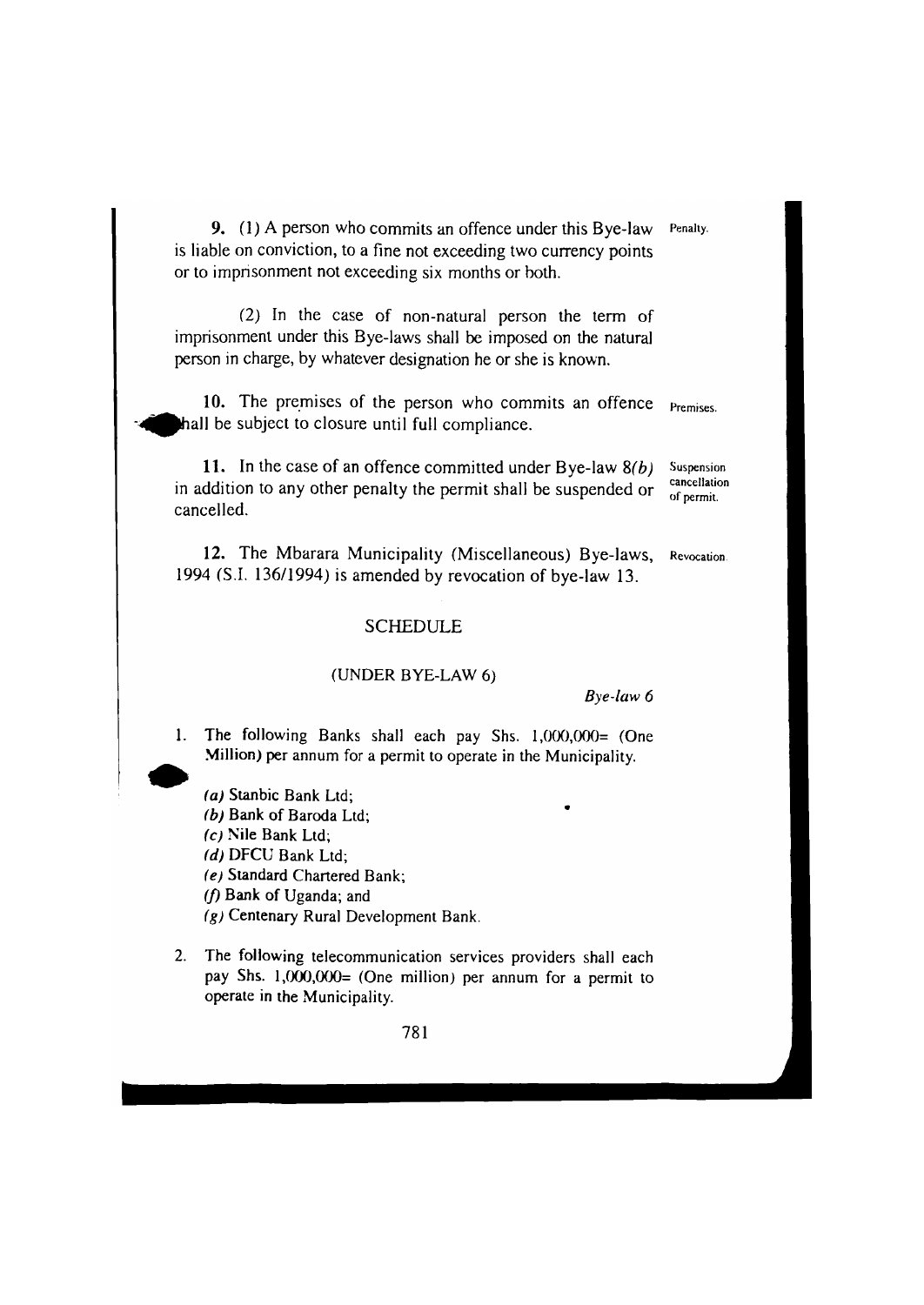**9.** (1) A person who commits an offence under this Bye-law is liable on conviction, to a fine not exceeding two currency points or to imprisonment not exceeding six months or both. *Penalty.*

(2) In the case of non-natural person the term of imprisonment under this Bye-laws shall be imposed on the natural person in charge, by whatever designation he or she is known.

**10.** The premises of the person who commits an offence shall be subject to closure until full compliance. *Premises.*

**11.** In the case of an offence committed under Bye-law 8*(b)* in addition to any other penalty the permit shall be suspended or cancelled. *Suspension cancellation of permit.*

**12.** The Mbarara Municipality (Miscellaneous) Bye-laws, 1994 (S.I. 136/1994) is amended by revocation of bye-law 13. *Revocation.*

## SCHEDULE

(UNDER BYE-LAW 6)

*Bye-law 6*

1. The following Banks shall each pay Shs. 1,000,000= (One Million) per annum for a permit to operate in the Municipality.

   *(a)* Stanbic Bank Ltd;
   *(b)* Bank of Baroda Ltd;
   *(c)* Nile Bank Ltd;
   *(d)* DFCU Bank Ltd;
   *(e)* Standard Chartered Bank;
   *(f)* Bank of Uganda; and
   *(g)* Centenary Rural Development Bank.

2. The following telecommunication services providers shall each pay Shs. 1,000,000= (One million) per annum for a permit to operate in the Municipality.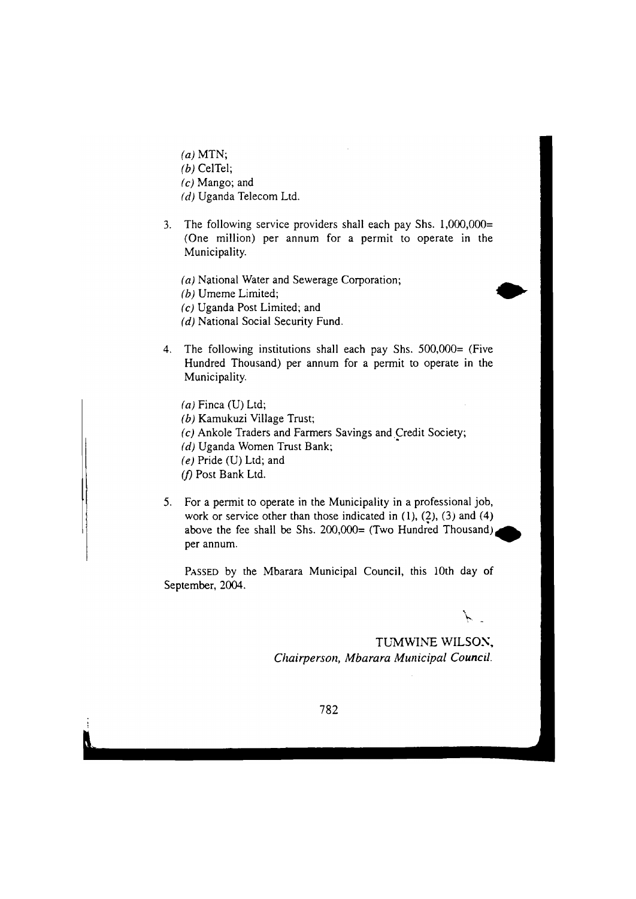(a) MTN;
(b) CelTel;
(c) Mango; and
(d) Uganda Telecom Ltd.

3. The following service providers shall each pay Shs. 1,000,000= (One million) per annum for a permit to operate in the Municipality.

   (a) National Water and Sewerage Corporation;
   (b) Umeme Limited;
   (c) Uganda Post Limited; and
   (d) National Social Security Fund.

4. The following institutions shall each pay Shs. 500,000= (Five Hundred Thousand) per annum for a permit to operate in the Municipality.

   (a) Finca (U) Ltd;
   (b) Kamukuzi Village Trust;
   (c) Ankole Traders and Farmers Savings and Credit Society;
   (d) Uganda Women Trust Bank;
   (e) Pride (U) Ltd; and
   (f) Post Bank Ltd.

5. For a permit to operate in the Municipality in a professional job, work or service other than those indicated in (1), (2), (3) and (4) above the fee shall be Shs. 200,000= (Two Hundred Thousand) per annum.

PASSED by the Mbarara Municipal Council, this 10th day of September, 2004.

TUMWINE WILSON,
*Chairperson, Mbarara Municipal Council.*